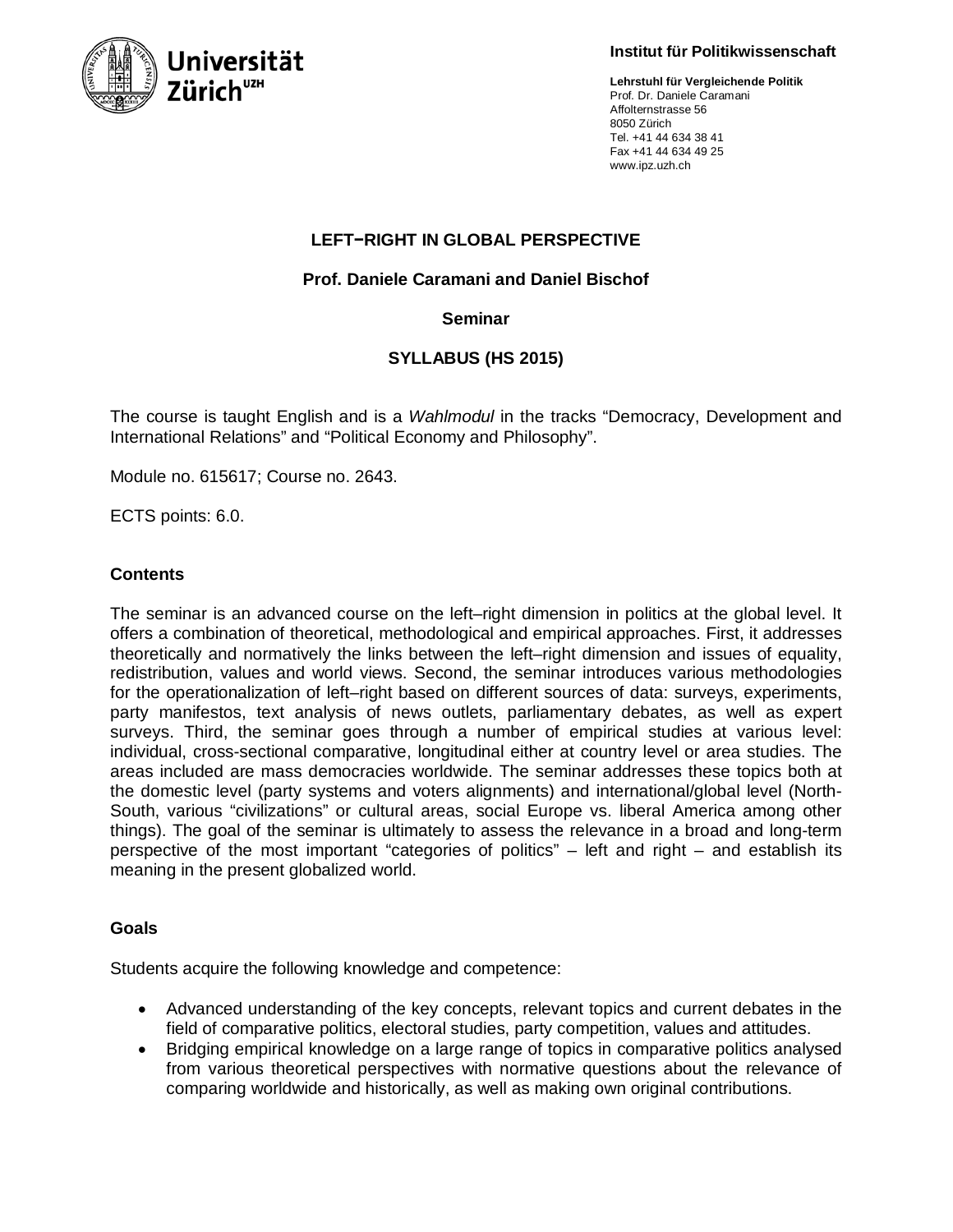Universität Zürich[UZH]

**Institut für Politikwissenschaft**

**Lehrstuhl für Vergleichende Politik**
Prof. Dr. Daniele Caramani
Affolternstrasse 56
8050 Zürich
Tel. +41 44 634 38 41
Fax +41 44 634 49 25
www.ipz.uzh.ch

# LEFT−RIGHT IN GLOBAL PERSPECTIVE

**Prof. Daniele Caramani and Daniel Bischof**

**Seminar**

**SYLLABUS (HS 2015)**

The course is taught English and is a *Wahlmodul* in the tracks “Democracy, Development and International Relations” and “Political Economy and Philosophy”.

Module no. 615617; Course no. 2643.

ECTS points: 6.0.

## Contents

The seminar is an advanced course on the left–right dimension in politics at the global level. It offers a combination of theoretical, methodological and empirical approaches. First, it addresses theoretically and normatively the links between the left–right dimension and issues of equality, redistribution, values and world views. Second, the seminar introduces various methodologies for the operationalization of left–right based on different sources of data: surveys, experiments, party manifestos, text analysis of news outlets, parliamentary debates, as well as expert surveys. Third, the seminar goes through a number of empirical studies at various level: individual, cross-sectional comparative, longitudinal either at country level or area studies. The areas included are mass democracies worldwide. The seminar addresses these topics both at the domestic level (party systems and voters alignments) and international/global level (North-South, various “civilizations” or cultural areas, social Europe vs. liberal America among other things). The goal of the seminar is ultimately to assess the relevance in a broad and long-term perspective of the most important “categories of politics” – left and right – and establish its meaning in the present globalized world.

## Goals

Students acquire the following knowledge and competence:

- Advanced understanding of the key concepts, relevant topics and current debates in the field of comparative politics, electoral studies, party competition, values and attitudes.
- Bridging empirical knowledge on a large range of topics in comparative politics analysed from various theoretical perspectives with normative questions about the relevance of comparing worldwide and historically, as well as making own original contributions.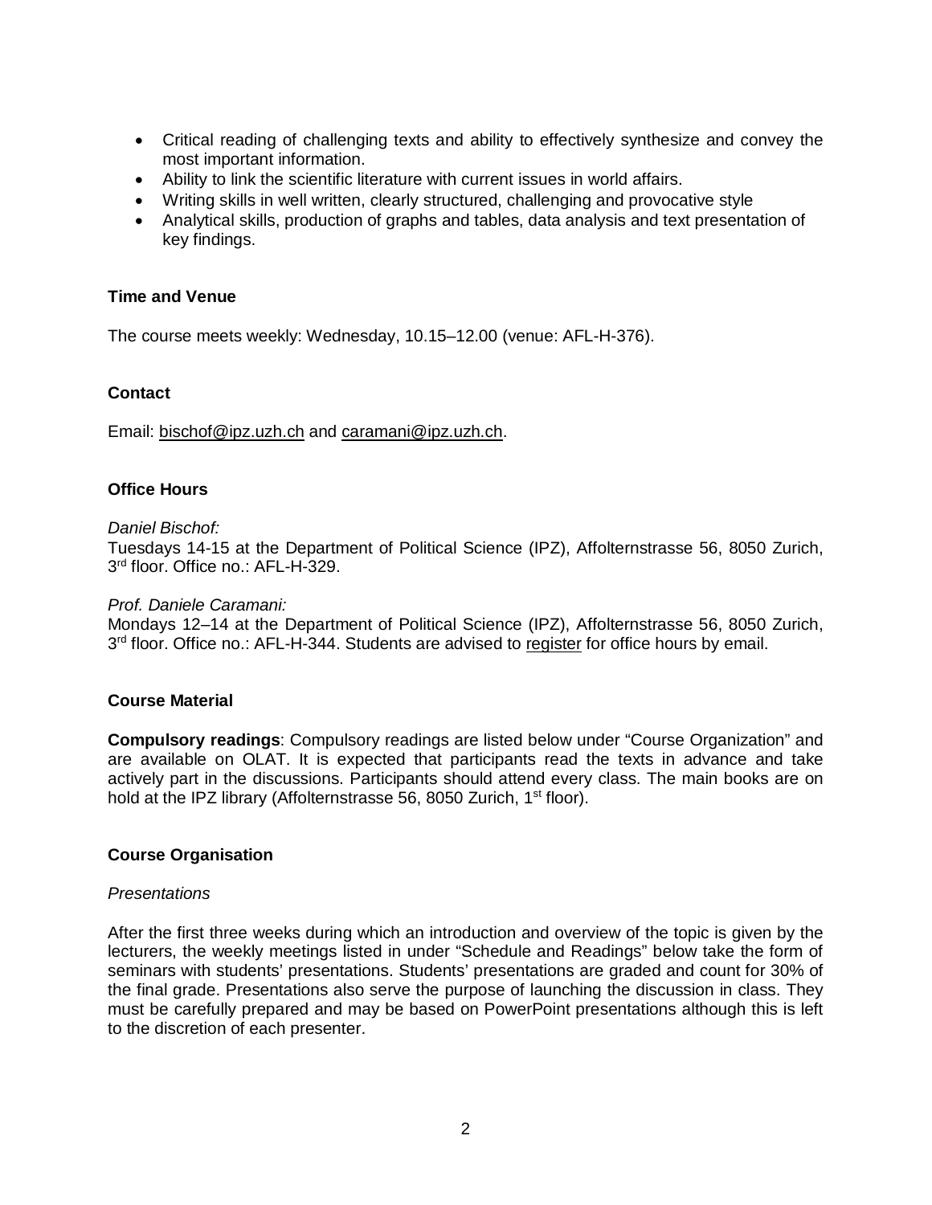- Critical reading of challenging texts and ability to effectively synthesize and convey the most important information.
- Ability to link the scientific literature with current issues in world affairs.
- Writing skills in well written, clearly structured, challenging and provocative style
- Analytical skills, production of graphs and tables, data analysis and text presentation of key findings.

**Time and Venue**

The course meets weekly: Wednesday, 10.15–12.00 (venue: AFL-H-376).

**Contact**

Email: bischof@ipz.uzh.ch and caramani@ipz.uzh.ch.

**Office Hours**

*Daniel Bischof:*
Tuesdays 14-15 at the Department of Political Science (IPZ), Affolternstrasse 56, 8050 Zurich, 3rd floor. Office no.: AFL-H-329.

*Prof. Daniele Caramani:*
Mondays 12–14 at the Department of Political Science (IPZ), Affolternstrasse 56, 8050 Zurich, 3rd floor. Office no.: AFL-H-344. Students are advised to register for office hours by email.

**Course Material**

**Compulsory readings**: Compulsory readings are listed below under "Course Organization" and are available on OLAT. It is expected that participants read the texts in advance and take actively part in the discussions. Participants should attend every class. The main books are on hold at the IPZ library (Affolternstrasse 56, 8050 Zurich, 1st floor).

**Course Organisation**

*Presentations*

After the first three weeks during which an introduction and overview of the topic is given by the lecturers, the weekly meetings listed in under "Schedule and Readings" below take the form of seminars with students' presentations. Students' presentations are graded and count for 30% of the final grade. Presentations also serve the purpose of launching the discussion in class. They must be carefully prepared and may be based on PowerPoint presentations although this is left to the discretion of each presenter.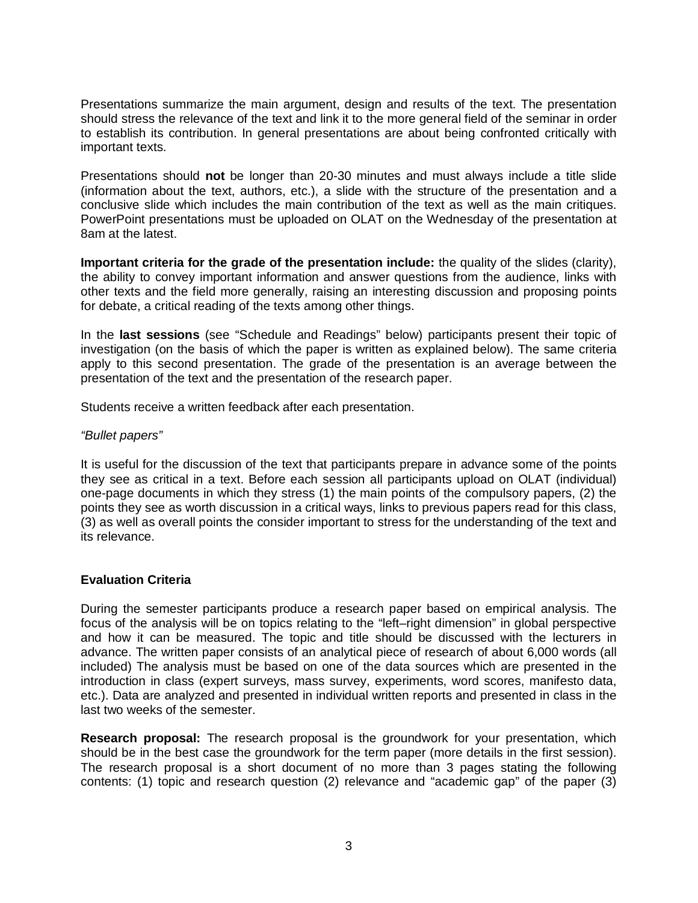Presentations summarize the main argument, design and results of the text. The presentation should stress the relevance of the text and link it to the more general field of the seminar in order to establish its contribution. In general presentations are about being confronted critically with important texts.

Presentations should **not** be longer than 20-30 minutes and must always include a title slide (information about the text, authors, etc.), a slide with the structure of the presentation and a conclusive slide which includes the main contribution of the text as well as the main critiques. PowerPoint presentations must be uploaded on OLAT on the Wednesday of the presentation at 8am at the latest.

**Important criteria for the grade of the presentation include:** the quality of the slides (clarity), the ability to convey important information and answer questions from the audience, links with other texts and the field more generally, raising an interesting discussion and proposing points for debate, a critical reading of the texts among other things.

In the **last sessions** (see "Schedule and Readings" below) participants present their topic of investigation (on the basis of which the paper is written as explained below). The same criteria apply to this second presentation. The grade of the presentation is an average between the presentation of the text and the presentation of the research paper.

Students receive a written feedback after each presentation.

*"Bullet papers"*

It is useful for the discussion of the text that participants prepare in advance some of the points they see as critical in a text. Before each session all participants upload on OLAT (individual) one-page documents in which they stress (1) the main points of the compulsory papers, (2) the points they see as worth discussion in a critical ways, links to previous papers read for this class, (3) as well as overall points the consider important to stress for the understanding of the text and its relevance.

## Evaluation Criteria

During the semester participants produce a research paper based on empirical analysis. The focus of the analysis will be on topics relating to the "left–right dimension" in global perspective and how it can be measured. The topic and title should be discussed with the lecturers in advance. The written paper consists of an analytical piece of research of about 6,000 words (all included) The analysis must be based on one of the data sources which are presented in the introduction in class (expert surveys, mass survey, experiments, word scores, manifesto data, etc.). Data are analyzed and presented in individual written reports and presented in class in the last two weeks of the semester.

**Research proposal:** The research proposal is the groundwork for your presentation, which should be in the best case the groundwork for the term paper (more details in the first session). The research proposal is a short document of no more than 3 pages stating the following contents: (1) topic and research question (2) relevance and "academic gap" of the paper (3)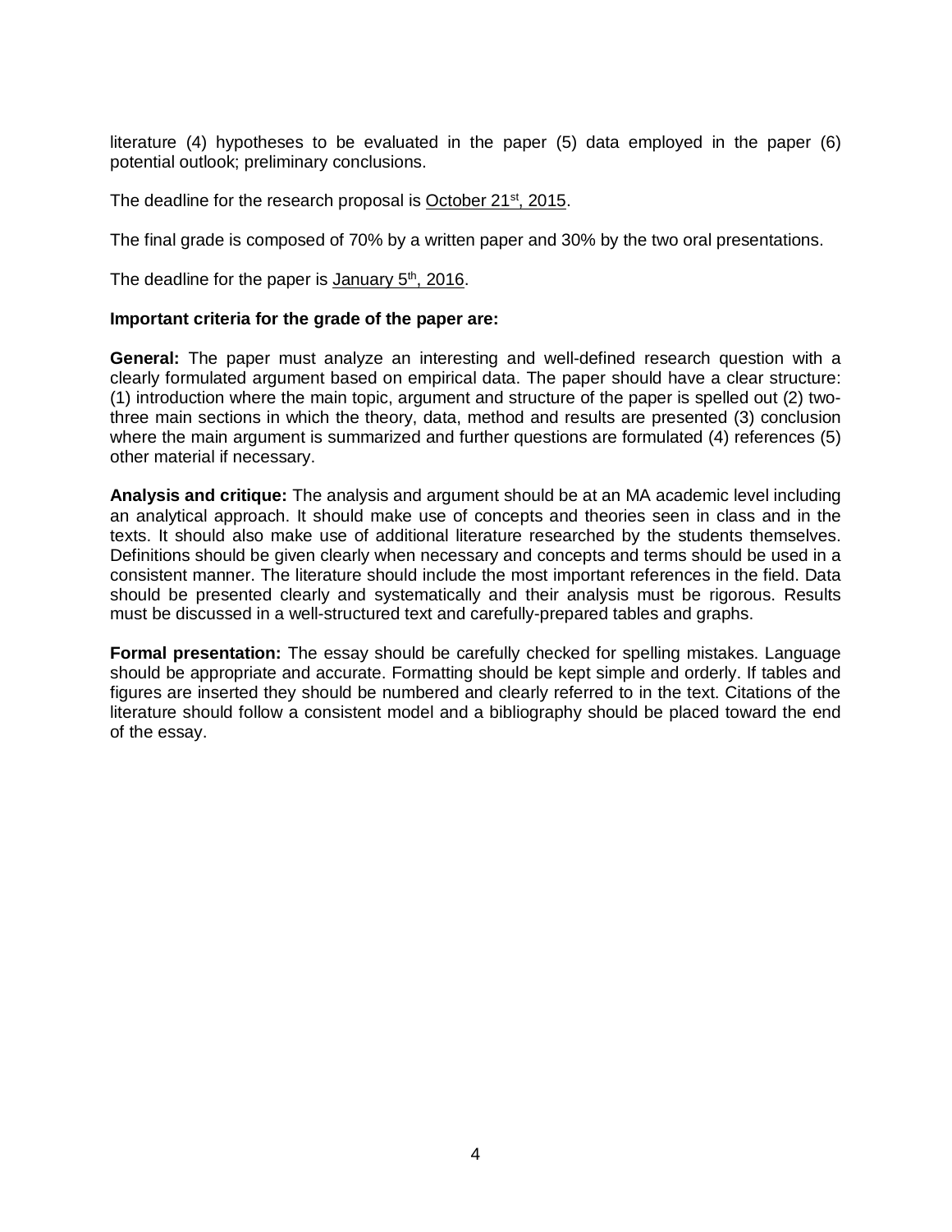literature (4) hypotheses to be evaluated in the paper (5) data employed in the paper (6) potential outlook; preliminary conclusions.

The deadline for the research proposal is <u>October 21st, 2015</u>.

The final grade is composed of 70% by a written paper and 30% by the two oral presentations.

The deadline for the paper is <u>January 5th, 2016</u>.

**Important criteria for the grade of the paper are:**

**General:** The paper must analyze an interesting and well-defined research question with a clearly formulated argument based on empirical data. The paper should have a clear structure: (1) introduction where the main topic, argument and structure of the paper is spelled out (2) two-three main sections in which the theory, data, method and results are presented (3) conclusion where the main argument is summarized and further questions are formulated (4) references (5) other material if necessary.

**Analysis and critique:** The analysis and argument should be at an MA academic level including an analytical approach. It should make use of concepts and theories seen in class and in the texts. It should also make use of additional literature researched by the students themselves. Definitions should be given clearly when necessary and concepts and terms should be used in a consistent manner. The literature should include the most important references in the field. Data should be presented clearly and systematically and their analysis must be rigorous. Results must be discussed in a well-structured text and carefully-prepared tables and graphs.

**Formal presentation:** The essay should be carefully checked for spelling mistakes. Language should be appropriate and accurate. Formatting should be kept simple and orderly. If tables and figures are inserted they should be numbered and clearly referred to in the text. Citations of the literature should follow a consistent model and a bibliography should be placed toward the end of the essay.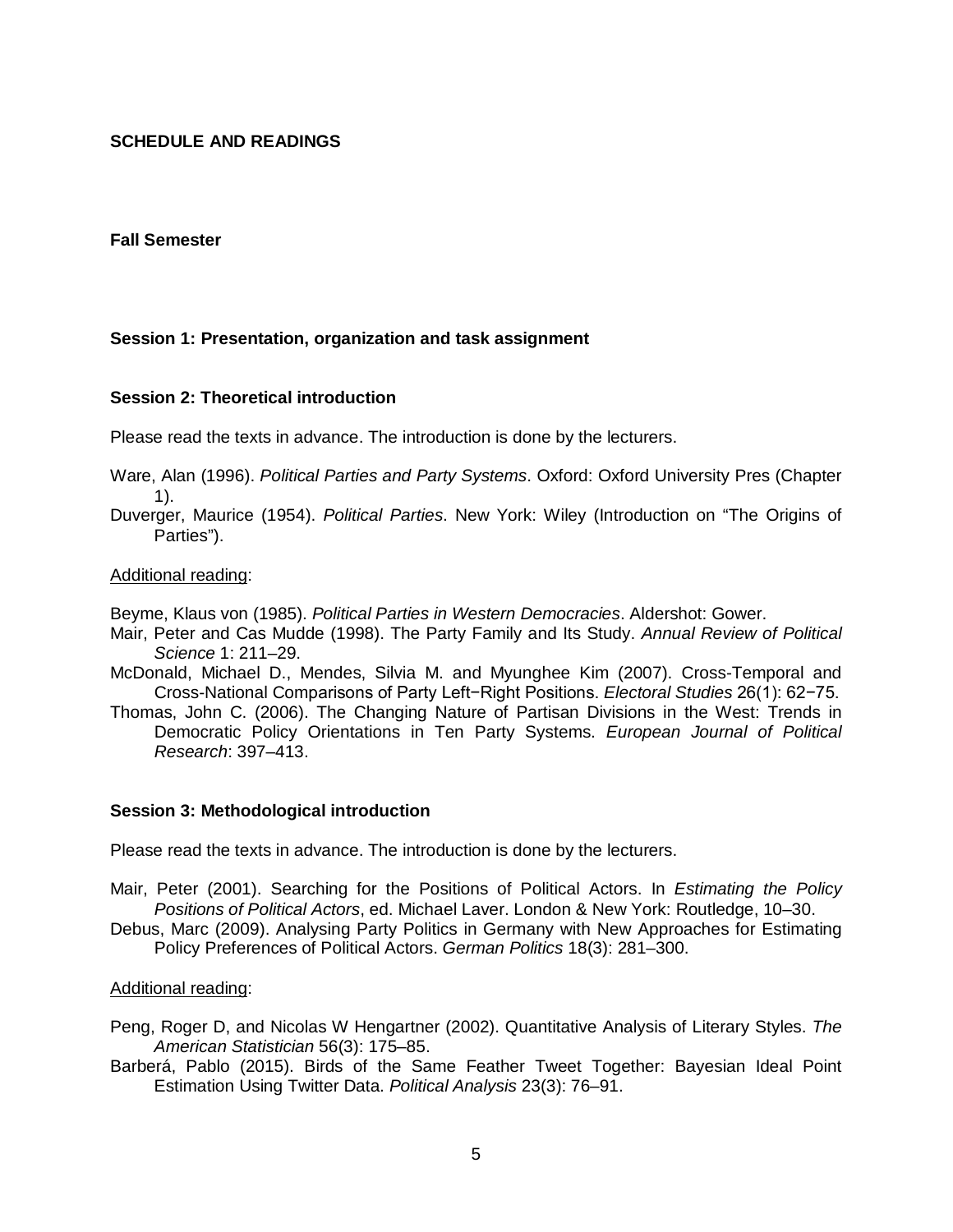## SCHEDULE AND READINGS

### Fall Semester

#### Session 1: Presentation, organization and task assignment

#### Session 2: Theoretical introduction

Please read the texts in advance. The introduction is done by the lecturers.

Ware, Alan (1996). *Political Parties and Party Systems*. Oxford: Oxford University Pres (Chapter 1).

Duverger, Maurice (1954). *Political Parties*. New York: Wiley (Introduction on "The Origins of Parties").

<u>Additional reading</u>:

Beyme, Klaus von (1985). *Political Parties in Western Democracies*. Aldershot: Gower.

Mair, Peter and Cas Mudde (1998). The Party Family and Its Study. *Annual Review of Political Science* 1: 211–29.

McDonald, Michael D., Mendes, Silvia M. and Myunghee Kim (2007). Cross-Temporal and Cross-National Comparisons of Party Left−Right Positions. *Electoral Studies* 26(1): 62−75.

Thomas, John C. (2006). The Changing Nature of Partisan Divisions in the West: Trends in Democratic Policy Orientations in Ten Party Systems. *European Journal of Political Research*: 397–413.

#### Session 3: Methodological introduction

Please read the texts in advance. The introduction is done by the lecturers.

Mair, Peter (2001). Searching for the Positions of Political Actors. In *Estimating the Policy Positions of Political Actors*, ed. Michael Laver. London & New York: Routledge, 10–30.

Debus, Marc (2009). Analysing Party Politics in Germany with New Approaches for Estimating Policy Preferences of Political Actors. *German Politics* 18(3): 281–300.

<u>Additional reading</u>:

Peng, Roger D, and Nicolas W Hengartner (2002). Quantitative Analysis of Literary Styles. *The American Statistician* 56(3): 175–85.

Barberá, Pablo (2015). Birds of the Same Feather Tweet Together: Bayesian Ideal Point Estimation Using Twitter Data. *Political Analysis* 23(3): 76–91.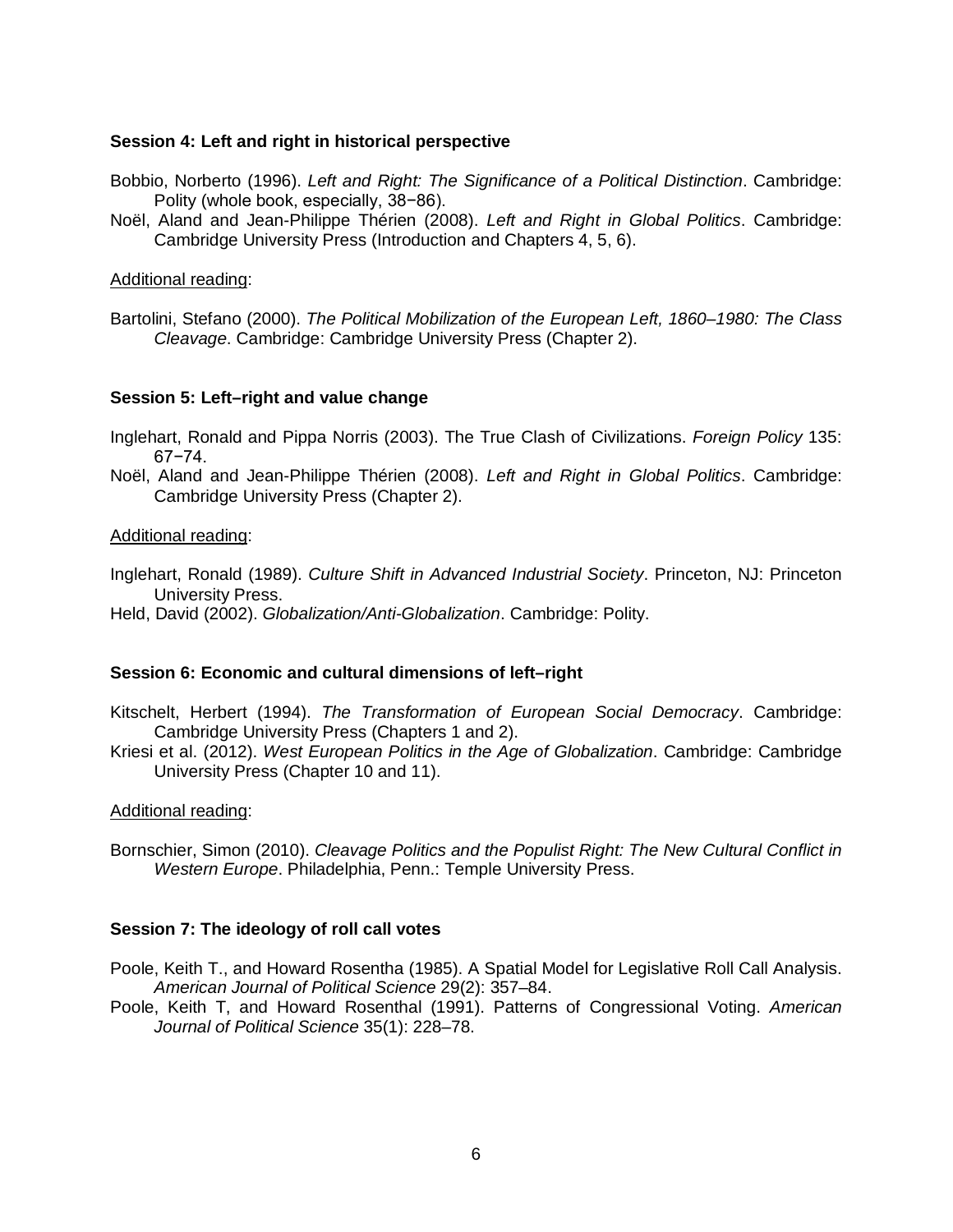**Session 4: Left and right in historical perspective**

Bobbio, Norberto (1996). *Left and Right: The Significance of a Political Distinction*. Cambridge: Polity (whole book, especially, 38−86).

Noël, Aland and Jean-Philippe Thérien (2008). *Left and Right in Global Politics*. Cambridge: Cambridge University Press (Introduction and Chapters 4, 5, 6).

<u>Additional reading</u>:

Bartolini, Stefano (2000). *The Political Mobilization of the European Left, 1860–1980: The Class Cleavage*. Cambridge: Cambridge University Press (Chapter 2).

**Session 5: Left–right and value change**

Inglehart, Ronald and Pippa Norris (2003). The True Clash of Civilizations. *Foreign Policy* 135: 67−74.

Noël, Aland and Jean-Philippe Thérien (2008). *Left and Right in Global Politics*. Cambridge: Cambridge University Press (Chapter 2).

<u>Additional reading</u>:

Inglehart, Ronald (1989). *Culture Shift in Advanced Industrial Society*. Princeton, NJ: Princeton University Press.

Held, David (2002). *Globalization/Anti-Globalization*. Cambridge: Polity.

**Session 6: Economic and cultural dimensions of left–right**

Kitschelt, Herbert (1994). *The Transformation of European Social Democracy*. Cambridge: Cambridge University Press (Chapters 1 and 2).

Kriesi et al. (2012). *West European Politics in the Age of Globalization*. Cambridge: Cambridge University Press (Chapter 10 and 11).

<u>Additional reading</u>:

Bornschier, Simon (2010). *Cleavage Politics and the Populist Right: The New Cultural Conflict in Western Europe*. Philadelphia, Penn.: Temple University Press.

**Session 7: The ideology of roll call votes**

Poole, Keith T., and Howard Rosentha (1985). A Spatial Model for Legislative Roll Call Analysis. *American Journal of Political Science* 29(2): 357–84.

Poole, Keith T, and Howard Rosenthal (1991). Patterns of Congressional Voting. *American Journal of Political Science* 35(1): 228–78.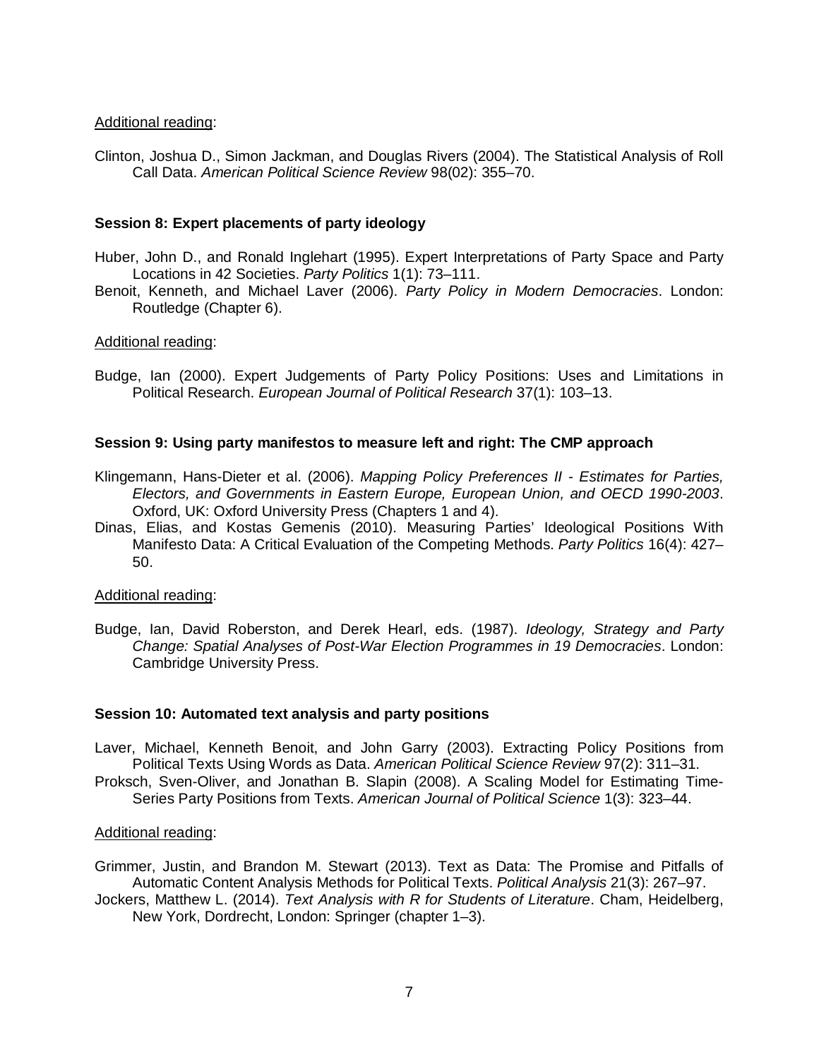Additional reading:

Clinton, Joshua D., Simon Jackman, and Douglas Rivers (2004). The Statistical Analysis of Roll Call Data. *American Political Science Review* 98(02): 355–70.

**Session 8: Expert placements of party ideology**

Huber, John D., and Ronald Inglehart (1995). Expert Interpretations of Party Space and Party Locations in 42 Societies. *Party Politics* 1(1): 73–111.

Benoit, Kenneth, and Michael Laver (2006). *Party Policy in Modern Democracies*. London: Routledge (Chapter 6).

Additional reading:

Budge, Ian (2000). Expert Judgements of Party Policy Positions: Uses and Limitations in Political Research. *European Journal of Political Research* 37(1): 103–13.

**Session 9: Using party manifestos to measure left and right: The CMP approach**

Klingemann, Hans-Dieter et al. (2006). *Mapping Policy Preferences II - Estimates for Parties, Electors, and Governments in Eastern Europe, European Union, and OECD 1990-2003*. Oxford, UK: Oxford University Press (Chapters 1 and 4).

Dinas, Elias, and Kostas Gemenis (2010). Measuring Parties' Ideological Positions With Manifesto Data: A Critical Evaluation of the Competing Methods. *Party Politics* 16(4): 427–50.

Additional reading:

Budge, Ian, David Roberston, and Derek Hearl, eds. (1987). *Ideology, Strategy and Party Change: Spatial Analyses of Post-War Election Programmes in 19 Democracies*. London: Cambridge University Press.

**Session 10: Automated text analysis and party positions**

Laver, Michael, Kenneth Benoit, and John Garry (2003). Extracting Policy Positions from Political Texts Using Words as Data. *American Political Science Review* 97(2): 311–31.

Proksch, Sven-Oliver, and Jonathan B. Slapin (2008). A Scaling Model for Estimating Time-Series Party Positions from Texts. *American Journal of Political Science* 1(3): 323–44.

Additional reading:

Grimmer, Justin, and Brandon M. Stewart (2013). Text as Data: The Promise and Pitfalls of Automatic Content Analysis Methods for Political Texts. *Political Analysis* 21(3): 267–97.

Jockers, Matthew L. (2014). *Text Analysis with R for Students of Literature*. Cham, Heidelberg, New York, Dordrecht, London: Springer (chapter 1–3).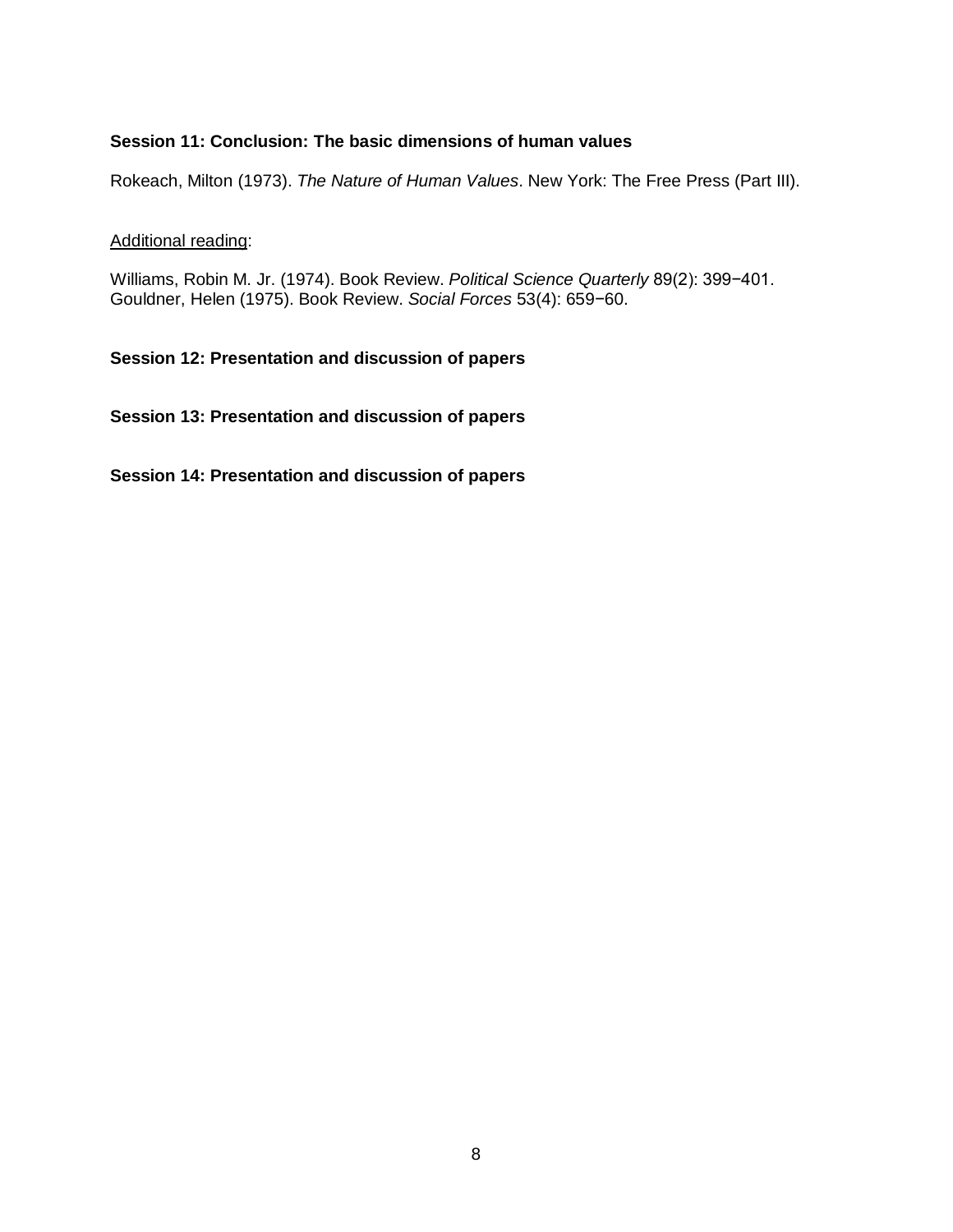**Session 11: Conclusion: The basic dimensions of human values**

Rokeach, Milton (1973). *The Nature of Human Values*. New York: The Free Press (Part III).

Additional reading:

Williams, Robin M. Jr. (1974). Book Review. *Political Science Quarterly* 89(2): 399−401.
Gouldner, Helen (1975). Book Review. *Social Forces* 53(4): 659−60.

**Session 12: Presentation and discussion of papers**

**Session 13: Presentation and discussion of papers**

**Session 14: Presentation and discussion of papers**